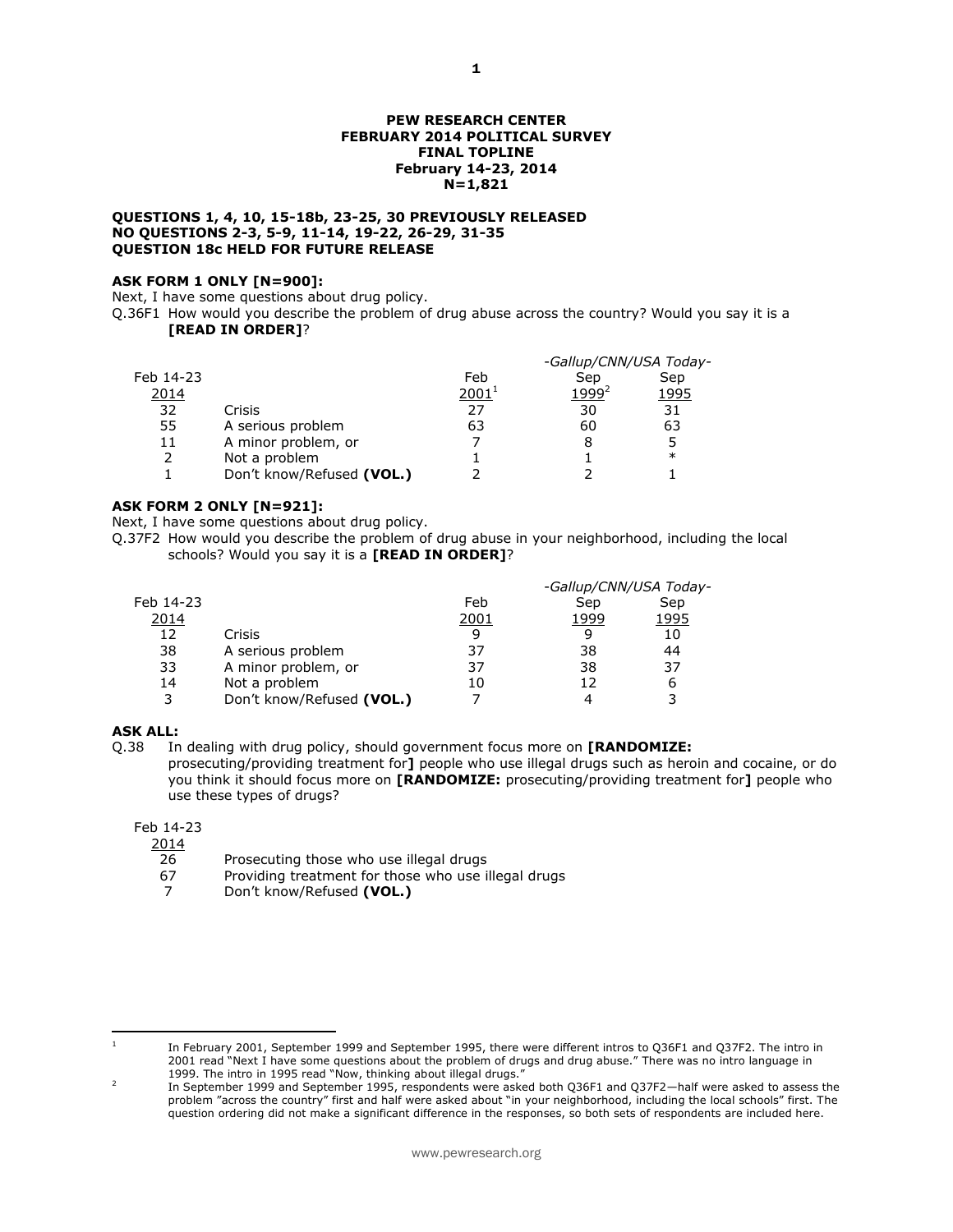**PEW RESEARCH CENTER**
**FEBRUARY 2014 POLITICAL SURVEY**
**FINAL TOPLINE**
**February 14-23, 2014**
**N=1,821**

**QUESTIONS 1, 4, 10, 15-18b, 23-25, 30 PREVIOUSLY RELEASED**
**NO QUESTIONS 2-3, 5-9, 11-14, 19-22, 26-29, 31-35**
**QUESTION 18c HELD FOR FUTURE RELEASE**

**ASK FORM 1 ONLY [N=900]:**

Next, I have some questions about drug policy.

Q.36F1 How would you describe the problem of drug abuse across the country? Would you say it is a **[READ IN ORDER]**?

| | | | -Gallup/CNN/USA Today- | |
|---|---|---|---|---|
| Feb 14-23 2014 | | Feb 2001[1] | Sep 1999[2] | Sep 1995 |
| 32 | Crisis | 27 | 30 | 31 |
| 55 | A serious problem | 63 | 60 | 63 |
| 11 | A minor problem, or | 7 | 8 | 5 |
| 2 | Not a problem | 1 | 1 | * |
| 1 | Don't know/Refused **(VOL.)** | 2 | 2 | 1 |

**ASK FORM 2 ONLY [N=921]:**

Next, I have some questions about drug policy.

Q.37F2 How would you describe the problem of drug abuse in your neighborhood, including the local schools? Would you say it is a **[READ IN ORDER]**?

| | | | -Gallup/CNN/USA Today- | |
|---|---|---|---|---|
| Feb 14-23 2014 | | Feb 2001 | Sep 1999 | Sep 1995 |
| 12 | Crisis | 9 | 9 | 10 |
| 38 | A serious problem | 37 | 38 | 44 |
| 33 | A minor problem, or | 37 | 38 | 37 |
| 14 | Not a problem | 10 | 12 | 6 |
| 3 | Don't know/Refused **(VOL.)** | 7 | 4 | 3 |

**ASK ALL:**

Q.38 In dealing with drug policy, should government focus more on **[RANDOMIZE:** prosecuting/providing treatment for**]** people who use illegal drugs such as heroin and cocaine, or do you think it should focus more on **[RANDOMIZE:** prosecuting/providing treatment for**]** people who use these types of drugs?

| Feb 14-23 2014 | |
|---|---|
| 26 | Prosecuting those who use illegal drugs |
| 67 | Providing treatment for those who use illegal drugs |
| 7 | Don't know/Refused **(VOL.)** |

---

[1] In February 2001, September 1999 and September 1995, there were different intros to Q36F1 and Q37F2. The intro in 2001 read "Next I have some questions about the problem of drugs and drug abuse." There was no intro language in 1999. The intro in 1995 read "Now, thinking about illegal drugs."

[2] In September 1999 and September 1995, respondents were asked both Q36F1 and Q37F2—half were asked to assess the problem "across the country" first and half were asked about "in your neighborhood, including the local schools" first. The question ordering did not make a significant difference in the responses, so both sets of respondents are included here.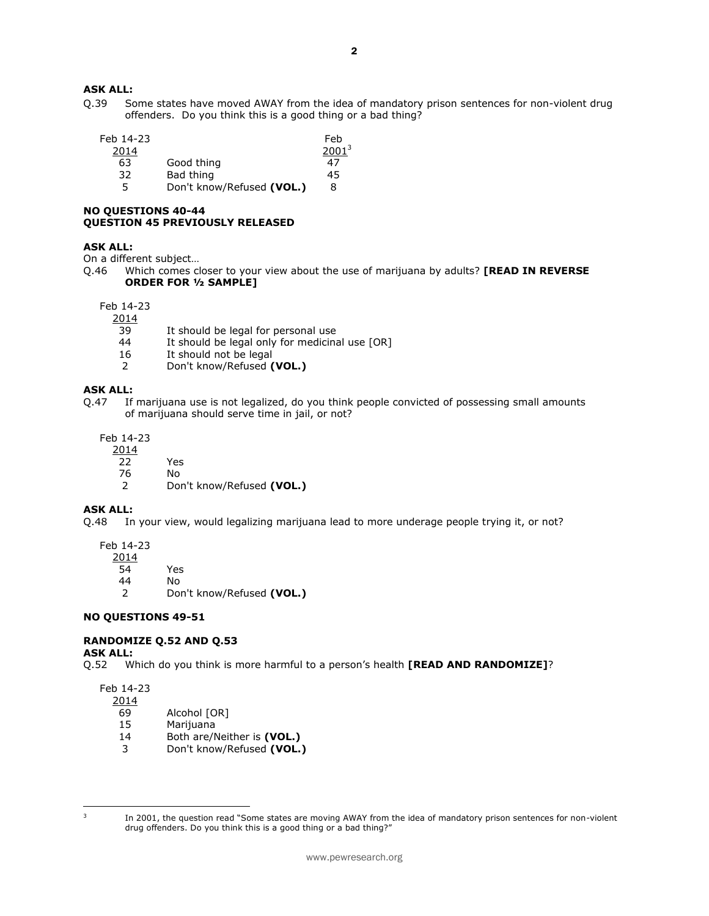**ASK ALL:**

Q.39 Some states have moved AWAY from the idea of mandatory prison sentences for non-violent drug offenders. Do you think this is a good thing or a bad thing?

| Feb 14-23 2014 | | Feb 2001[3] |
|---|---|---|
| 63 | Good thing | 47 |
| 32 | Bad thing | 45 |
| 5 | Don't know/Refused **(VOL.)** | 8 |

**NO QUESTIONS 40-44**
**QUESTION 45 PREVIOUSLY RELEASED**

**ASK ALL:**

On a different subject…

Q.46 Which comes closer to your view about the use of marijuana by adults? **[READ IN REVERSE ORDER FOR ½ SAMPLE]**

| Feb 14-23 2014 | |
|---|---|
| 39 | It should be legal for personal use |
| 44 | It should be legal only for medicinal use [OR] |
| 16 | It should not be legal |
| 2 | Don't know/Refused **(VOL.)** |

**ASK ALL:**

Q.47 If marijuana use is not legalized, do you think people convicted of possessing small amounts of marijuana should serve time in jail, or not?

| Feb 14-23 2014 | |
|---|---|
| 22 | Yes |
| 76 | No |
| 2 | Don't know/Refused **(VOL.)** |

**ASK ALL:**

Q.48 In your view, would legalizing marijuana lead to more underage people trying it, or not?

| Feb 14-23 2014 | |
|---|---|
| 54 | Yes |
| 44 | No |
| 2 | Don't know/Refused **(VOL.)** |

**NO QUESTIONS 49-51**

**RANDOMIZE Q.52 AND Q.53**

**ASK ALL:**

Q.52 Which do you think is more harmful to a person's health **[READ AND RANDOMIZE]**?

| Feb 14-23 2014 | |
|---|---|
| 69 | Alcohol [OR] |
| 15 | Marijuana |
| 14 | Both are/Neither is **(VOL.)** |
| 3 | Don't know/Refused **(VOL.)** |

[3] In 2001, the question read "Some states are moving AWAY from the idea of mandatory prison sentences for non-violent drug offenders. Do you think this is a good thing or a bad thing?"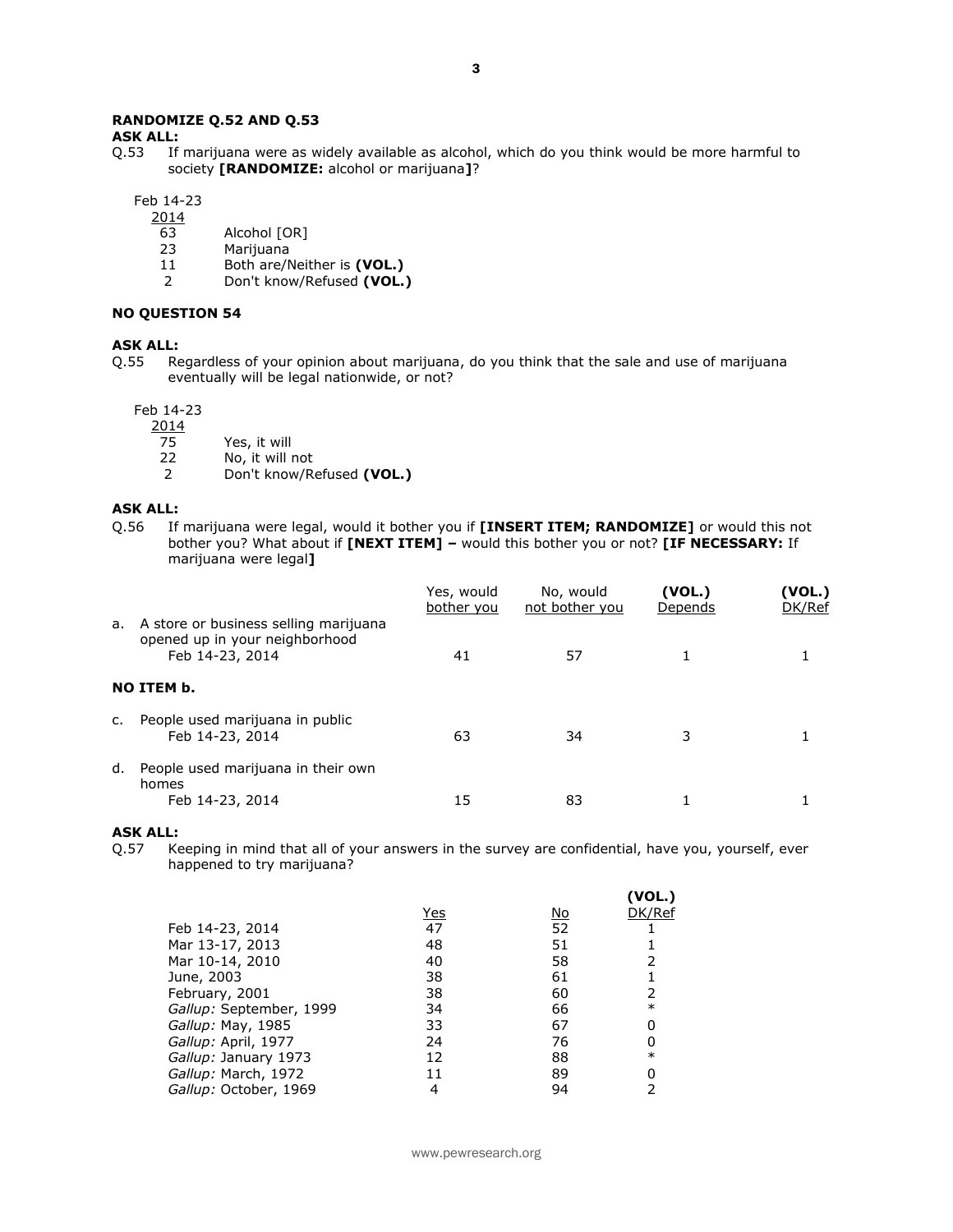**RANDOMIZE Q.52 AND Q.53**

**ASK ALL:**

Q.53 If marijuana were as widely available as alcohol, which do you think would be more harmful to society **[RANDOMIZE:** alcohol or marijuana**]**?

| Feb 14-23 2014 | |
|---|---|
| 63 | Alcohol [OR] |
| 23 | Marijuana |
| 11 | Both are/Neither is **(VOL.)** |
| 2 | Don't know/Refused **(VOL.)** |

**NO QUESTION 54**

**ASK ALL:**

Q.55 Regardless of your opinion about marijuana, do you think that the sale and use of marijuana eventually will be legal nationwide, or not?

| Feb 14-23 2014 | |
|---|---|
| 75 | Yes, it will |
| 22 | No, it will not |
| 2 | Don't know/Refused **(VOL.)** |

**ASK ALL:**

Q.56 If marijuana were legal, would it bother you if **[INSERT ITEM; RANDOMIZE]** or would this not bother you? What about if **[NEXT ITEM] –** would this bother you or not? **[IF NECESSARY:** If marijuana were legal**]**

| | Yes, would bother you | No, would not bother you | **(VOL.)** Depends | **(VOL.)** DK/Ref |
|---|---|---|---|---|
| a. A store or business selling marijuana opened up in your neighborhood | | | | |
| Feb 14-23, 2014 | 41 | 57 | 1 | 1 |
| **NO ITEM b.** | | | | |
| c. People used marijuana in public | | | | |
| Feb 14-23, 2014 | 63 | 34 | 3 | 1 |
| d. People used marijuana in their own homes | | | | |
| Feb 14-23, 2014 | 15 | 83 | 1 | 1 |

**ASK ALL:**

Q.57 Keeping in mind that all of your answers in the survey are confidential, have you, yourself, ever happened to try marijuana?

| | Yes | No | **(VOL.)** DK/Ref |
|---|---|---|---|
| Feb 14-23, 2014 | 47 | 52 | 1 |
| Mar 13-17, 2013 | 48 | 51 | 1 |
| Mar 10-14, 2010 | 40 | 58 | 2 |
| June, 2003 | 38 | 61 | 1 |
| February, 2001 | 38 | 60 | 2 |
| *Gallup:* September, 1999 | 34 | 66 | * |
| *Gallup:* May, 1985 | 33 | 67 | 0 |
| *Gallup:* April, 1977 | 24 | 76 | 0 |
| *Gallup:* January 1973 | 12 | 88 | * |
| *Gallup:* March, 1972 | 11 | 89 | 0 |
| *Gallup:* October, 1969 | 4 | 94 | 2 |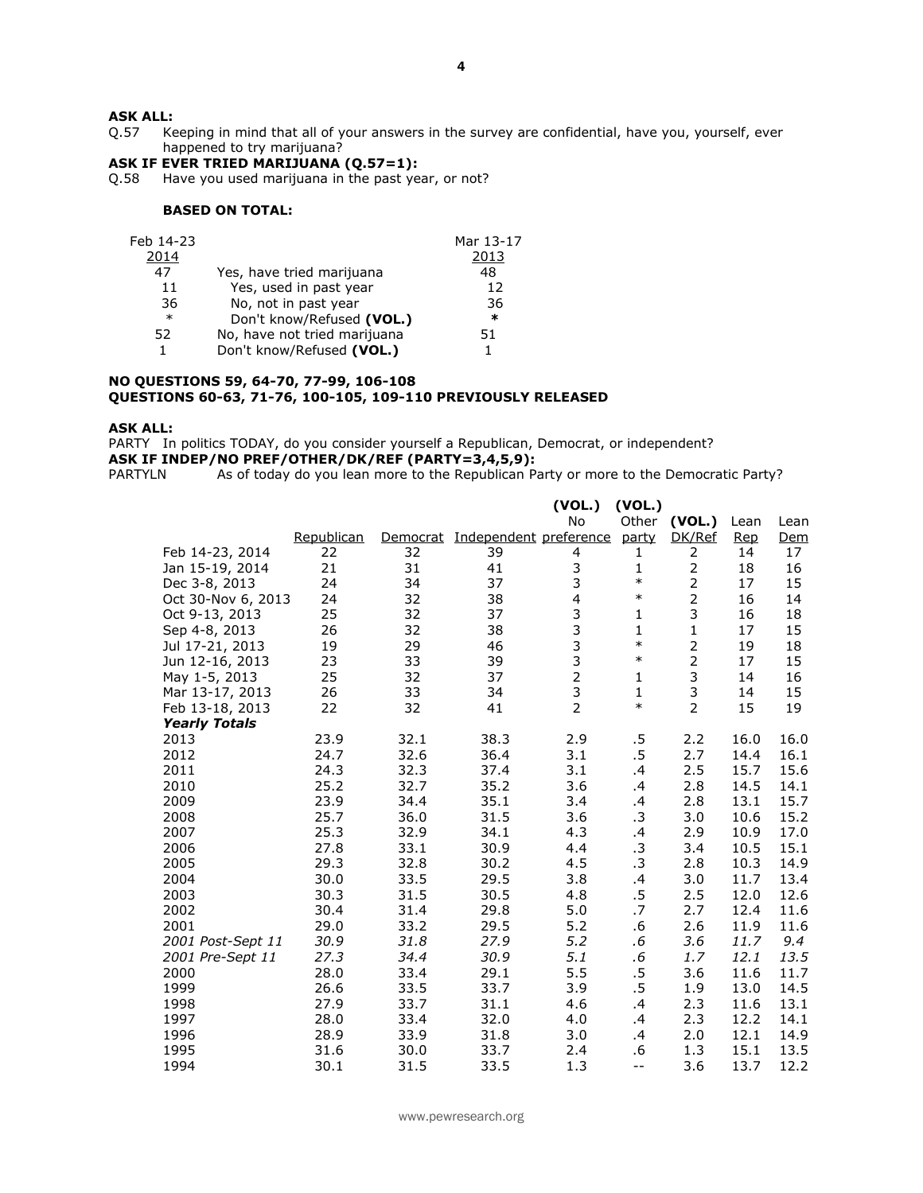**ASK ALL:**

Q.57 Keeping in mind that all of your answers in the survey are confidential, have you, yourself, ever happened to try marijuana?

**ASK IF EVER TRIED MARIJUANA (Q.57=1):**

Q.58 Have you used marijuana in the past year, or not?

**BASED ON TOTAL:**

| Feb 14-23 2014 | | Mar 13-17 2013 |
|---|---|---|
| 47 | Yes, have tried marijuana | 48 |
| 11 | Yes, used in past year | 12 |
| 36 | No, not in past year | 36 |
| * | Don't know/Refused **(VOL.)** | * |
| 52 | No, have not tried marijuana | 51 |
| 1 | Don't know/Refused **(VOL.)** | 1 |

**NO QUESTIONS 59, 64-70, 77-99, 106-108**
**QUESTIONS 60-63, 71-76, 100-105, 109-110 PREVIOUSLY RELEASED**

**ASK ALL:**

PARTY In politics TODAY, do you consider yourself a Republican, Democrat, or independent?

**ASK IF INDEP/NO PREF/OTHER/DK/REF (PARTY=3,4,5,9):**

PARTYLN As of today do you lean more to the Republican Party or more to the Democratic Party?

| | Republican | Democrat | Independent | **(VOL.)** No preference | **(VOL.)** Other party | **(VOL.)** DK/Ref | Lean Rep | Lean Dem |
|---|---|---|---|---|---|---|---|---|
| Feb 14-23, 2014 | 22 | 32 | 39 | 4 | 1 | 2 | 14 | 17 |
| Jan 15-19, 2014 | 21 | 31 | 41 | 3 | 1 | 2 | 18 | 16 |
| Dec 3-8, 2013 | 24 | 34 | 37 | 3 | * | 2 | 17 | 15 |
| Oct 30-Nov 6, 2013 | 24 | 32 | 38 | 4 | * | 2 | 16 | 14 |
| Oct 9-13, 2013 | 25 | 32 | 37 | 3 | 1 | 3 | 16 | 18 |
| Sep 4-8, 2013 | 26 | 32 | 38 | 3 | 1 | 1 | 17 | 15 |
| Jul 17-21, 2013 | 19 | 29 | 46 | 3 | * | 2 | 19 | 18 |
| Jun 12-16, 2013 | 23 | 33 | 39 | 3 | * | 2 | 17 | 15 |
| May 1-5, 2013 | 25 | 32 | 37 | 2 | 1 | 3 | 14 | 16 |
| Mar 13-17, 2013 | 26 | 33 | 34 | 3 | 1 | 3 | 14 | 15 |
| Feb 13-18, 2013 | 22 | 32 | 41 | 2 | * | 2 | 15 | 19 |
| ***Yearly Totals*** | | | | | | | | |
| 2013 | 23.9 | 32.1 | 38.3 | 2.9 | .5 | 2.2 | 16.0 | 16.0 |
| 2012 | 24.7 | 32.6 | 36.4 | 3.1 | .5 | 2.7 | 14.4 | 16.1 |
| 2011 | 24.3 | 32.3 | 37.4 | 3.1 | .4 | 2.5 | 15.7 | 15.6 |
| 2010 | 25.2 | 32.7 | 35.2 | 3.6 | .4 | 2.8 | 14.5 | 14.1 |
| 2009 | 23.9 | 34.4 | 35.1 | 3.4 | .4 | 2.8 | 13.1 | 15.7 |
| 2008 | 25.7 | 36.0 | 31.5 | 3.6 | .3 | 3.0 | 10.6 | 15.2 |
| 2007 | 25.3 | 32.9 | 34.1 | 4.3 | .4 | 2.9 | 10.9 | 17.0 |
| 2006 | 27.8 | 33.1 | 30.9 | 4.4 | .3 | 3.4 | 10.5 | 15.1 |
| 2005 | 29.3 | 32.8 | 30.2 | 4.5 | .3 | 2.8 | 10.3 | 14.9 |
| 2004 | 30.0 | 33.5 | 29.5 | 3.8 | .4 | 3.0 | 11.7 | 13.4 |
| 2003 | 30.3 | 31.5 | 30.5 | 4.8 | .5 | 2.5 | 12.0 | 12.6 |
| 2002 | 30.4 | 31.4 | 29.8 | 5.0 | .7 | 2.7 | 12.4 | 11.6 |
| 2001 | 29.0 | 33.2 | 29.5 | 5.2 | .6 | 2.6 | 11.9 | 11.6 |
| *2001 Post-Sept 11* | *30.9* | *31.8* | *27.9* | *5.2* | *.6* | *3.6* | *11.7* | *9.4* |
| *2001 Pre-Sept 11* | *27.3* | *34.4* | *30.9* | *5.1* | *.6* | *1.7* | *12.1* | *13.5* |
| 2000 | 28.0 | 33.4 | 29.1 | 5.5 | .5 | 3.6 | 11.6 | 11.7 |
| 1999 | 26.6 | 33.5 | 33.7 | 3.9 | .5 | 1.9 | 13.0 | 14.5 |
| 1998 | 27.9 | 33.7 | 31.1 | 4.6 | .4 | 2.3 | 11.6 | 13.1 |
| 1997 | 28.0 | 33.4 | 32.0 | 4.0 | .4 | 2.3 | 12.2 | 14.1 |
| 1996 | 28.9 | 33.9 | 31.8 | 3.0 | .4 | 2.0 | 12.1 | 14.9 |
| 1995 | 31.6 | 30.0 | 33.7 | 2.4 | .6 | 1.3 | 15.1 | 13.5 |
| 1994 | 30.1 | 31.5 | 33.5 | 1.3 | -- | 3.6 | 13.7 | 12.2 |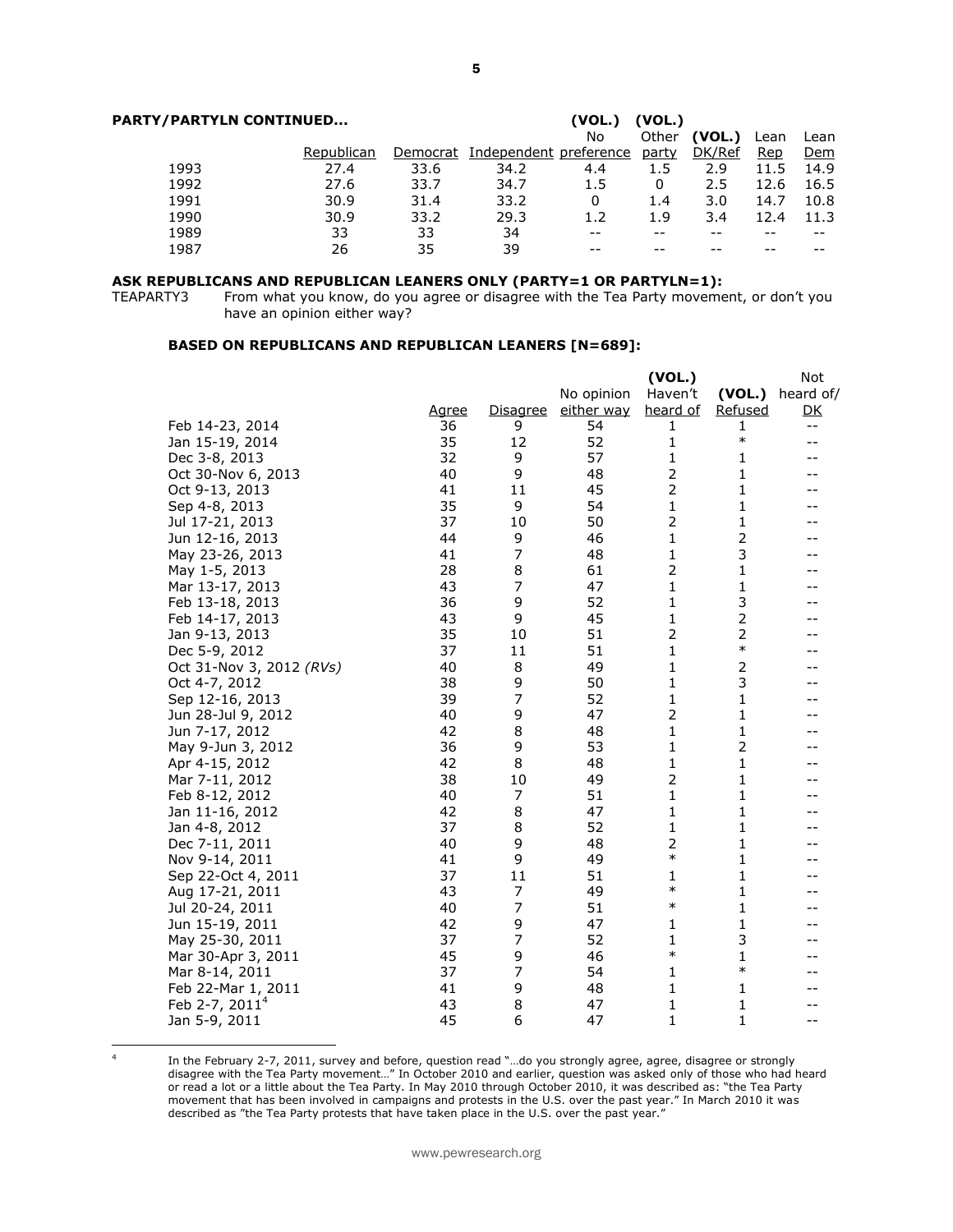**PARTY/PARTYLN CONTINUED...**

| | Republican | Democrat | Independent | (VOL.) No preference | (VOL.) Other party | (VOL.) DK/Ref | Lean Rep | Lean Dem |
|---|---|---|---|---|---|---|---|---|
| 1993 | 27.4 | 33.6 | 34.2 | 4.4 | 1.5 | 2.9 | 11.5 | 14.9 |
| 1992 | 27.6 | 33.7 | 34.7 | 1.5 | 0 | 2.5 | 12.6 | 16.5 |
| 1991 | 30.9 | 31.4 | 33.2 | 0 | 1.4 | 3.0 | 14.7 | 10.8 |
| 1990 | 30.9 | 33.2 | 29.3 | 1.2 | 1.9 | 3.4 | 12.4 | 11.3 |
| 1989 | 33 | 33 | 34 | -- | -- | -- | -- | -- |
| 1987 | 26 | 35 | 39 | -- | -- | -- | -- | -- |

**ASK REPUBLICANS AND REPUBLICAN LEANERS ONLY (PARTY=1 OR PARTYLN=1):**

TEAPARTY3 From what you know, do you agree or disagree with the Tea Party movement, or don't you have an opinion either way?

**BASED ON REPUBLICANS AND REPUBLICAN LEANERS [N=689]:**

| | Agree | Disagree | No opinion either way | (VOL.) Haven't heard of | (VOL.) Refused | Not heard of/ DK |
|---|---|---|---|---|---|---|
| Feb 14-23, 2014 | 36 | 9 | 54 | 1 | 1 | -- |
| Jan 15-19, 2014 | 35 | 12 | 52 | 1 | * | -- |
| Dec 3-8, 2013 | 32 | 9 | 57 | 1 | 1 | -- |
| Oct 30-Nov 6, 2013 | 40 | 9 | 48 | 2 | 1 | -- |
| Oct 9-13, 2013 | 41 | 11 | 45 | 2 | 1 | -- |
| Sep 4-8, 2013 | 35 | 9 | 54 | 1 | 1 | -- |
| Jul 17-21, 2013 | 37 | 10 | 50 | 2 | 1 | -- |
| Jun 12-16, 2013 | 44 | 9 | 46 | 1 | 2 | -- |
| May 23-26, 2013 | 41 | 7 | 48 | 1 | 3 | -- |
| May 1-5, 2013 | 28 | 8 | 61 | 2 | 1 | -- |
| Mar 13-17, 2013 | 43 | 7 | 47 | 1 | 1 | -- |
| Feb 13-18, 2013 | 36 | 9 | 52 | 1 | 3 | -- |
| Feb 14-17, 2013 | 43 | 9 | 45 | 1 | 2 | -- |
| Jan 9-13, 2013 | 35 | 10 | 51 | 2 | 2 | -- |
| Dec 5-9, 2012 | 37 | 11 | 51 | 1 | * | -- |
| Oct 31-Nov 3, 2012 *(RVs)* | 40 | 8 | 49 | 1 | 2 | -- |
| Oct 4-7, 2012 | 38 | 9 | 50 | 1 | 3 | -- |
| Sep 12-16, 2013 | 39 | 7 | 52 | 1 | 1 | -- |
| Jun 28-Jul 9, 2012 | 40 | 9 | 47 | 2 | 1 | -- |
| Jun 7-17, 2012 | 42 | 8 | 48 | 1 | 1 | -- |
| May 9-Jun 3, 2012 | 36 | 9 | 53 | 1 | 2 | -- |
| Apr 4-15, 2012 | 42 | 8 | 48 | 1 | 1 | -- |
| Mar 7-11, 2012 | 38 | 10 | 49 | 2 | 1 | -- |
| Feb 8-12, 2012 | 40 | 7 | 51 | 1 | 1 | -- |
| Jan 11-16, 2012 | 42 | 8 | 47 | 1 | 1 | -- |
| Jan 4-8, 2012 | 37 | 8 | 52 | 1 | 1 | -- |
| Dec 7-11, 2011 | 40 | 9 | 48 | 2 | 1 | -- |
| Nov 9-14, 2011 | 41 | 9 | 49 | * | 1 | -- |
| Sep 22-Oct 4, 2011 | 37 | 11 | 51 | 1 | 1 | -- |
| Aug 17-21, 2011 | 43 | 7 | 49 | * | 1 | -- |
| Jul 20-24, 2011 | 40 | 7 | 51 | * | 1 | -- |
| Jun 15-19, 2011 | 42 | 9 | 47 | 1 | 1 | -- |
| May 25-30, 2011 | 37 | 7 | 52 | 1 | 3 | -- |
| Mar 30-Apr 3, 2011 | 45 | 9 | 46 | * | 1 | -- |
| Mar 8-14, 2011 | 37 | 7 | 54 | 1 | * | -- |
| Feb 22-Mar 1, 2011 | 41 | 9 | 48 | 1 | 1 | -- |
| Feb 2-7, 2011[4] | 43 | 8 | 47 | 1 | 1 | -- |
| Jan 5-9, 2011 | 45 | 6 | 47 | 1 | 1 | -- |

[4] In the February 2-7, 2011, survey and before, question read "…do you strongly agree, agree, disagree or strongly disagree with the Tea Party movement…" In October 2010 and earlier, question was asked only of those who had heard or read a lot or a little about the Tea Party. In May 2010 through October 2010, it was described as: "the Tea Party movement that has been involved in campaigns and protests in the U.S. over the past year." In March 2010 it was described as "the Tea Party protests that have taken place in the U.S. over the past year."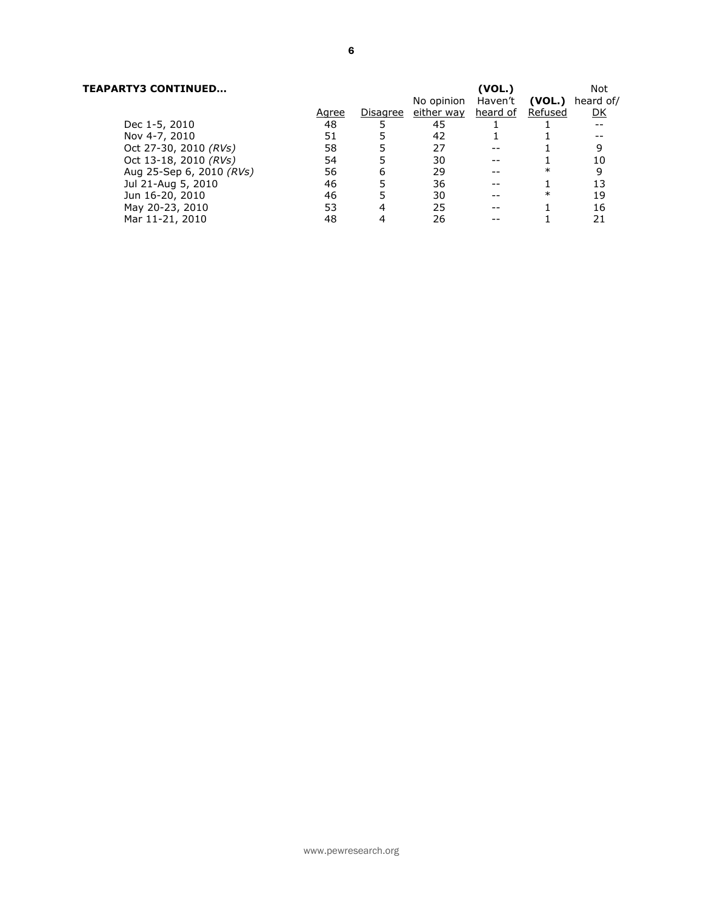**TEAPARTY3 CONTINUED…**

| | Agree | Disagree | No opinion either way | (VOL.) Haven't heard of | (VOL.) Refused | Not heard of/ DK |
|---|---|---|---|---|---|---|
| Dec 1-5, 2010 | 48 | 5 | 45 | 1 | 1 | -- |
| Nov 4-7, 2010 | 51 | 5 | 42 | 1 | 1 | -- |
| Oct 27-30, 2010 *(RVs)* | 58 | 5 | 27 | -- | 1 | 9 |
| Oct 13-18, 2010 *(RVs)* | 54 | 5 | 30 | -- | 1 | 10 |
| Aug 25-Sep 6, 2010 *(RVs)* | 56 | 6 | 29 | -- | * | 9 |
| Jul 21-Aug 5, 2010 | 46 | 5 | 36 | -- | 1 | 13 |
| Jun 16-20, 2010 | 46 | 5 | 30 | -- | * | 19 |
| May 20-23, 2010 | 53 | 4 | 25 | -- | 1 | 16 |
| Mar 11-21, 2010 | 48 | 4 | 26 | -- | 1 | 21 |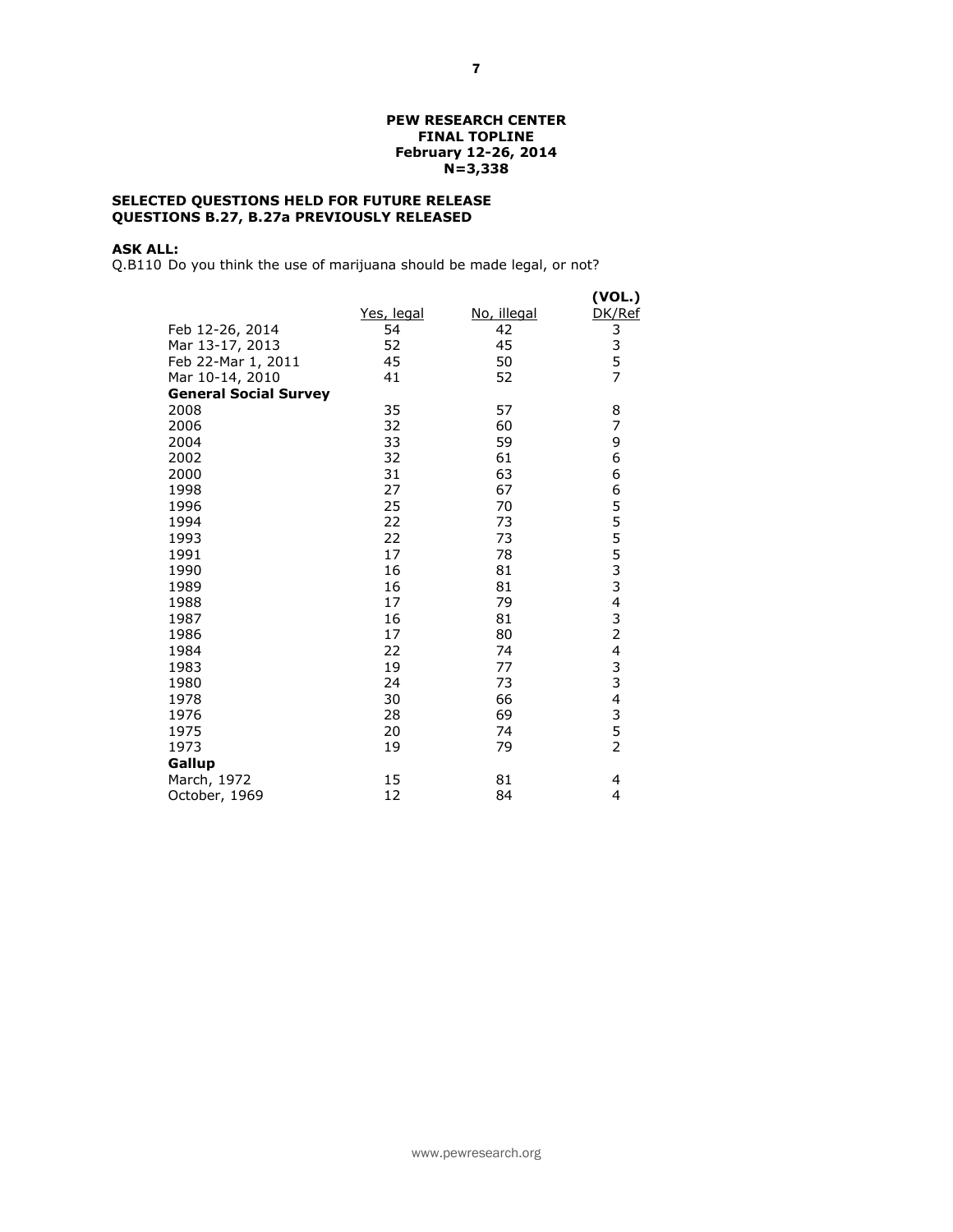**PEW RESEARCH CENTER**
**FINAL TOPLINE**
**February 12-26, 2014**
**N=3,338**

**SELECTED QUESTIONS HELD FOR FUTURE RELEASE**
**QUESTIONS B.27, B.27a PREVIOUSLY RELEASED**

**ASK ALL:**
Q.B110 Do you think the use of marijuana should be made legal, or not?

| | Yes, legal | No, illegal | (VOL.) DK/Ref |
|---|---|---|---|
| Feb 12-26, 2014 | 54 | 42 | 3 |
| Mar 13-17, 2013 | 52 | 45 | 3 |
| Feb 22-Mar 1, 2011 | 45 | 50 | 5 |
| Mar 10-14, 2010 | 41 | 52 | 7 |
| **General Social Survey** | | | |
| 2008 | 35 | 57 | 8 |
| 2006 | 32 | 60 | 7 |
| 2004 | 33 | 59 | 9 |
| 2002 | 32 | 61 | 6 |
| 2000 | 31 | 63 | 6 |
| 1998 | 27 | 67 | 6 |
| 1996 | 25 | 70 | 5 |
| 1994 | 22 | 73 | 5 |
| 1993 | 22 | 73 | 5 |
| 1991 | 17 | 78 | 5 |
| 1990 | 16 | 81 | 3 |
| 1989 | 16 | 81 | 3 |
| 1988 | 17 | 79 | 4 |
| 1987 | 16 | 81 | 3 |
| 1986 | 17 | 80 | 2 |
| 1984 | 22 | 74 | 4 |
| 1983 | 19 | 77 | 3 |
| 1980 | 24 | 73 | 3 |
| 1978 | 30 | 66 | 4 |
| 1976 | 28 | 69 | 3 |
| 1975 | 20 | 74 | 5 |
| 1973 | 19 | 79 | 2 |
| **Gallup** | | | |
| March, 1972 | 15 | 81 | 4 |
| October, 1969 | 12 | 84 | 4 |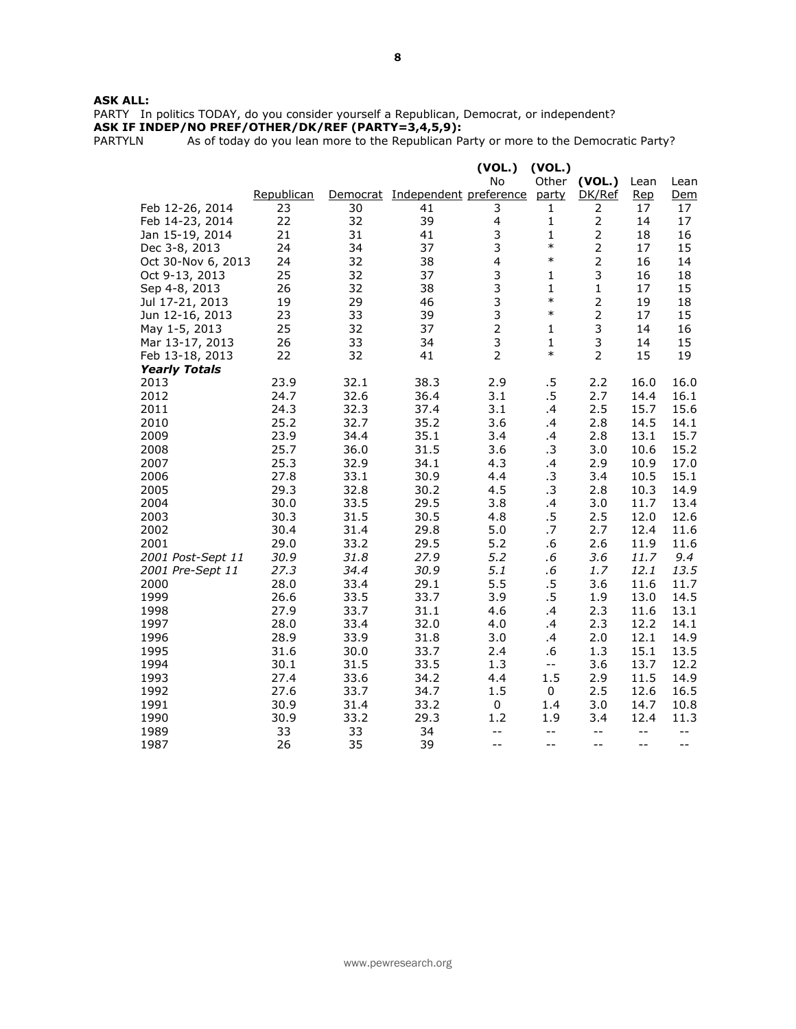**ASK ALL:**

PARTY In politics TODAY, do you consider yourself a Republican, Democrat, or independent?

**ASK IF INDEP/NO PREF/OTHER/DK/REF (PARTY=3,4,5,9):**

PARTYLN As of today do you lean more to the Republican Party or more to the Democratic Party?

| | Republican | Democrat | Independent | (VOL.) No preference | (VOL.) Other party | (VOL.) DK/Ref | Lean Rep | Lean Dem |
|---|---|---|---|---|---|---|---|---|
| Feb 12-26, 2014 | 23 | 30 | 41 | 3 | 1 | 2 | 17 | 17 |
| Feb 14-23, 2014 | 22 | 32 | 39 | 4 | 1 | 2 | 14 | 17 |
| Jan 15-19, 2014 | 21 | 31 | 41 | 3 | 1 | 2 | 18 | 16 |
| Dec 3-8, 2013 | 24 | 34 | 37 | 3 | * | 2 | 17 | 15 |
| Oct 30-Nov 6, 2013 | 24 | 32 | 38 | 4 | * | 2 | 16 | 14 |
| Oct 9-13, 2013 | 25 | 32 | 37 | 3 | 1 | 3 | 16 | 18 |
| Sep 4-8, 2013 | 26 | 32 | 38 | 3 | 1 | 1 | 17 | 15 |
| Jul 17-21, 2013 | 19 | 29 | 46 | 3 | * | 2 | 19 | 18 |
| Jun 12-16, 2013 | 23 | 33 | 39 | 3 | * | 2 | 17 | 15 |
| May 1-5, 2013 | 25 | 32 | 37 | 2 | 1 | 3 | 14 | 16 |
| Mar 13-17, 2013 | 26 | 33 | 34 | 3 | 1 | 3 | 14 | 15 |
| Feb 13-18, 2013 | 22 | 32 | 41 | 2 | * | 2 | 15 | 19 |
| ***Yearly Totals*** | | | | | | | | |
| 2013 | 23.9 | 32.1 | 38.3 | 2.9 | .5 | 2.2 | 16.0 | 16.0 |
| 2012 | 24.7 | 32.6 | 36.4 | 3.1 | .5 | 2.7 | 14.4 | 16.1 |
| 2011 | 24.3 | 32.3 | 37.4 | 3.1 | .4 | 2.5 | 15.7 | 15.6 |
| 2010 | 25.2 | 32.7 | 35.2 | 3.6 | .4 | 2.8 | 14.5 | 14.1 |
| 2009 | 23.9 | 34.4 | 35.1 | 3.4 | .4 | 2.8 | 13.1 | 15.7 |
| 2008 | 25.7 | 36.0 | 31.5 | 3.6 | .3 | 3.0 | 10.6 | 15.2 |
| 2007 | 25.3 | 32.9 | 34.1 | 4.3 | .4 | 2.9 | 10.9 | 17.0 |
| 2006 | 27.8 | 33.1 | 30.9 | 4.4 | .3 | 3.4 | 10.5 | 15.1 |
| 2005 | 29.3 | 32.8 | 30.2 | 4.5 | .3 | 2.8 | 10.3 | 14.9 |
| 2004 | 30.0 | 33.5 | 29.5 | 3.8 | .4 | 3.0 | 11.7 | 13.4 |
| 2003 | 30.3 | 31.5 | 30.5 | 4.8 | .5 | 2.5 | 12.0 | 12.6 |
| 2002 | 30.4 | 31.4 | 29.8 | 5.0 | .7 | 2.7 | 12.4 | 11.6 |
| 2001 | 29.0 | 33.2 | 29.5 | 5.2 | .6 | 2.6 | 11.9 | 11.6 |
| *2001 Post-Sept 11* | *30.9* | *31.8* | *27.9* | *5.2* | *.6* | *3.6* | *11.7* | *9.4* |
| *2001 Pre-Sept 11* | *27.3* | *34.4* | *30.9* | *5.1* | *.6* | *1.7* | *12.1* | *13.5* |
| 2000 | 28.0 | 33.4 | 29.1 | 5.5 | .5 | 3.6 | 11.6 | 11.7 |
| 1999 | 26.6 | 33.5 | 33.7 | 3.9 | .5 | 1.9 | 13.0 | 14.5 |
| 1998 | 27.9 | 33.7 | 31.1 | 4.6 | .4 | 2.3 | 11.6 | 13.1 |
| 1997 | 28.0 | 33.4 | 32.0 | 4.0 | .4 | 2.3 | 12.2 | 14.1 |
| 1996 | 28.9 | 33.9 | 31.8 | 3.0 | .4 | 2.0 | 12.1 | 14.9 |
| 1995 | 31.6 | 30.0 | 33.7 | 2.4 | .6 | 1.3 | 15.1 | 13.5 |
| 1994 | 30.1 | 31.5 | 33.5 | 1.3 | -- | 3.6 | 13.7 | 12.2 |
| 1993 | 27.4 | 33.6 | 34.2 | 4.4 | 1.5 | 2.9 | 11.5 | 14.9 |
| 1992 | 27.6 | 33.7 | 34.7 | 1.5 | 0 | 2.5 | 12.6 | 16.5 |
| 1991 | 30.9 | 31.4 | 33.2 | 0 | 1.4 | 3.0 | 14.7 | 10.8 |
| 1990 | 30.9 | 33.2 | 29.3 | 1.2 | 1.9 | 3.4 | 12.4 | 11.3 |
| 1989 | 33 | 33 | 34 | -- | -- | -- | -- | -- |
| 1987 | 26 | 35 | 39 | -- | -- | -- | -- | -- |